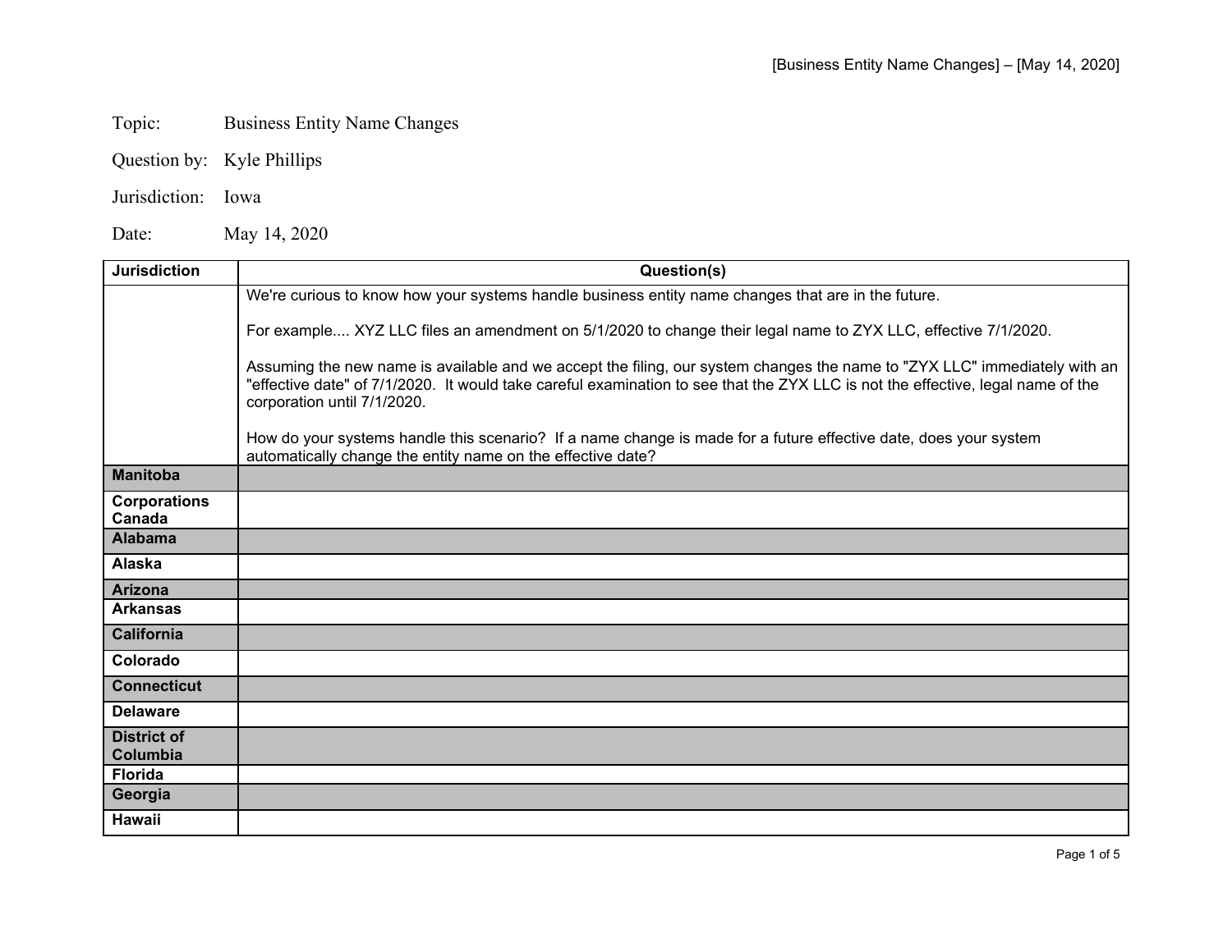Topic: Business Entity Name Changes

Question by: Kyle Phillips

Jurisdiction: Iowa

Date: May 14, 2020

| Jurisdiction | Question(s) |
| --- | --- |
| | We're curious to know how your systems handle business entity name changes that are in the future.<br><br>For example.... XYZ LLC files an amendment on 5/1/2020 to change their legal name to ZYX LLC, effective 7/1/2020.<br><br>Assuming the new name is available and we accept the filing, our system changes the name to "ZYX LLC" immediately with an "effective date" of 7/1/2020. It would take careful examination to see that the ZYX LLC is not the effective, legal name of the corporation until 7/1/2020.<br><br>How do your systems handle this scenario? If a name change is made for a future effective date, does your system automatically change the entity name on the effective date? |
| Manitoba | |
| Corporations Canada | |
| Alabama | |
| Alaska | |
| Arizona | |
| Arkansas | |
| California | |
| Colorado | |
| Connecticut | |
| Delaware | |
| District of Columbia | |
| Florida | |
| Georgia | |
| Hawaii | |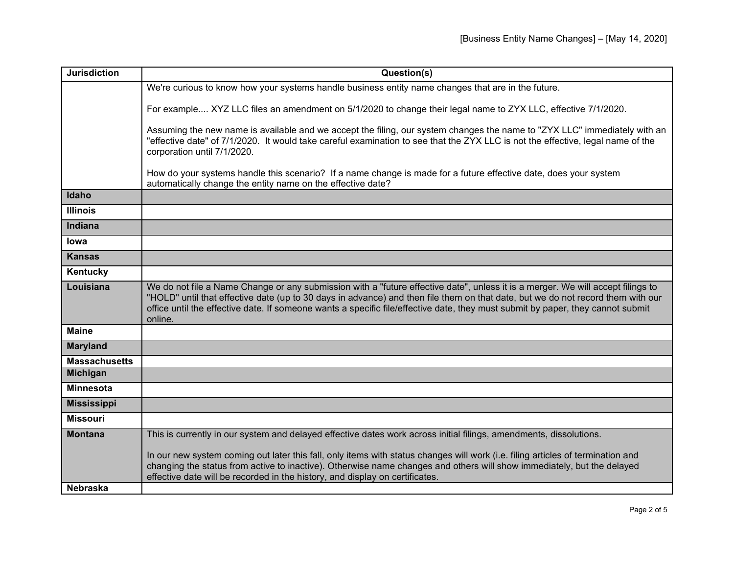| Jurisdiction | Question(s) |
|---|---|
| | We're curious to know how your systems handle business entity name changes that are in the future.<br><br>For example.... XYZ LLC files an amendment on 5/1/2020 to change their legal name to ZYX LLC, effective 7/1/2020.<br><br>Assuming the new name is available and we accept the filing, our system changes the name to "ZYX LLC" immediately with an "effective date" of 7/1/2020. It would take careful examination to see that the ZYX LLC is not the effective, legal name of the corporation until 7/1/2020.<br><br>How do your systems handle this scenario? If a name change is made for a future effective date, does your system automatically change the entity name on the effective date? |
| **Idaho** | |
| **Illinois** | |
| **Indiana** | |
| **Iowa** | |
| **Kansas** | |
| **Kentucky** | |
| **Louisiana** | We do not file a Name Change or any submission with a "future effective date", unless it is a merger. We will accept filings to "HOLD" until that effective date (up to 30 days in advance) and then file them on that date, but we do not record them with our office until the effective date. If someone wants a specific file/effective date, they must submit by paper, they cannot submit online. |
| **Maine** | |
| **Maryland** | |
| **Massachusetts** | |
| **Michigan** | |
| **Minnesota** | |
| **Mississippi** | |
| **Missouri** | |
| **Montana** | This is currently in our system and delayed effective dates work across initial filings, amendments, dissolutions.<br><br>In our new system coming out later this fall, only items with status changes will work (i.e. filing articles of termination and changing the status from active to inactive). Otherwise name changes and others will show immediately, but the delayed effective date will be recorded in the history, and display on certificates. |
| **Nebraska** | |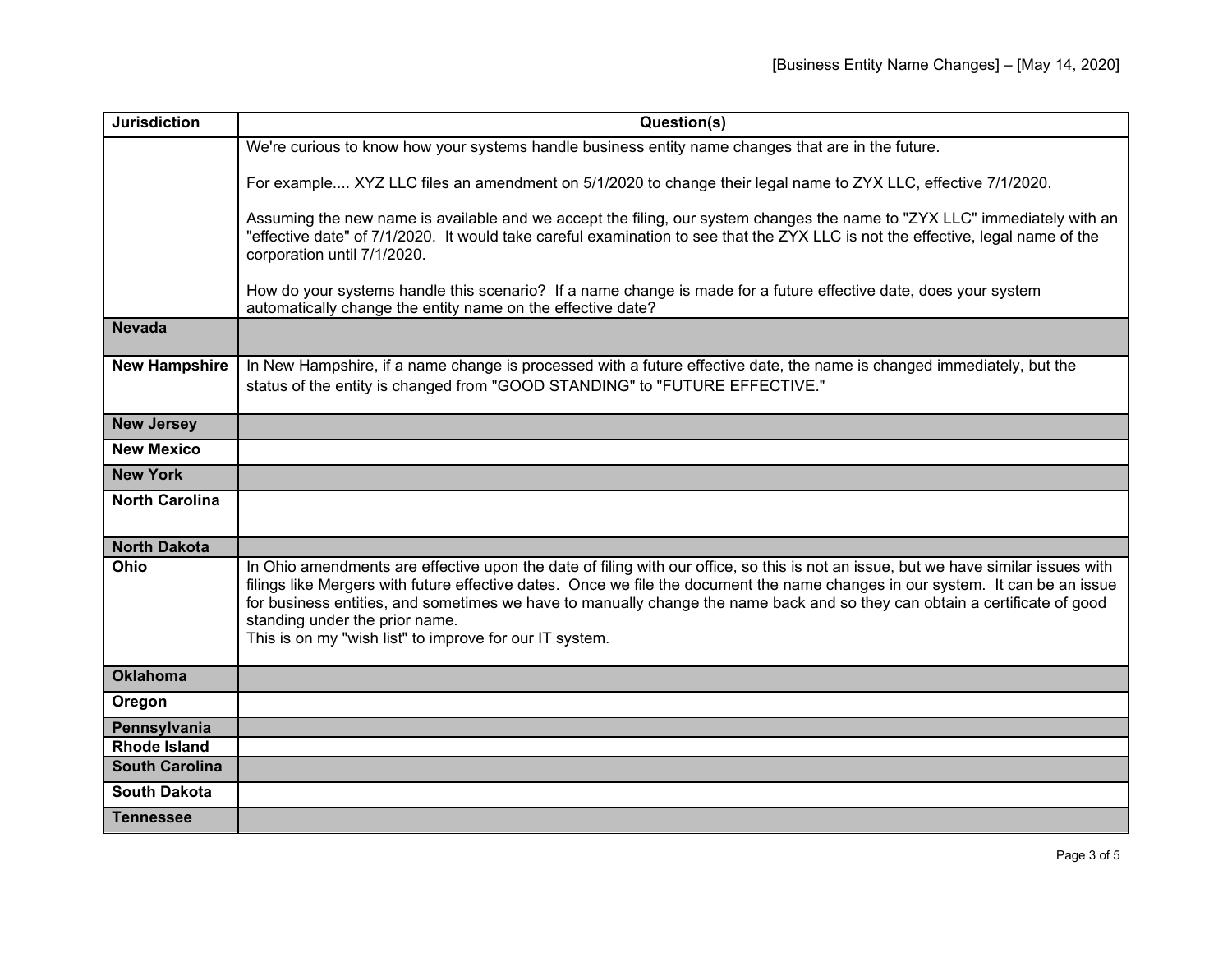| Jurisdiction | Question(s) |
| --- | --- |
| | We're curious to know how your systems handle business entity name changes that are in the future.<br><br>For example.... XYZ LLC files an amendment on 5/1/2020 to change their legal name to ZYX LLC, effective 7/1/2020.<br><br>Assuming the new name is available and we accept the filing, our system changes the name to "ZYX LLC" immediately with an "effective date" of 7/1/2020. It would take careful examination to see that the ZYX LLC is not the effective, legal name of the corporation until 7/1/2020.<br><br>How do your systems handle this scenario? If a name change is made for a future effective date, does your system automatically change the entity name on the effective date? |
| **Nevada** | |
| **New Hampshire** | In New Hampshire, if a name change is processed with a future effective date, the name is changed immediately, but the status of the entity is changed from "GOOD STANDING" to "FUTURE EFFECTIVE." |
| **New Jersey** | |
| **New Mexico** | |
| **New York** | |
| **North Carolina** | |
| **North Dakota** | |
| **Ohio** | In Ohio amendments are effective upon the date of filing with our office, so this is not an issue, but we have similar issues with filings like Mergers with future effective dates. Once we file the document the name changes in our system. It can be an issue for business entities, and sometimes we have to manually change the name back and so they can obtain a certificate of good standing under the prior name.<br>This is on my "wish list" to improve for our IT system. |
| **Oklahoma** | |
| **Oregon** | |
| **Pennsylvania** | |
| **Rhode Island** | |
| **South Carolina** | |
| **South Dakota** | |
| **Tennessee** | |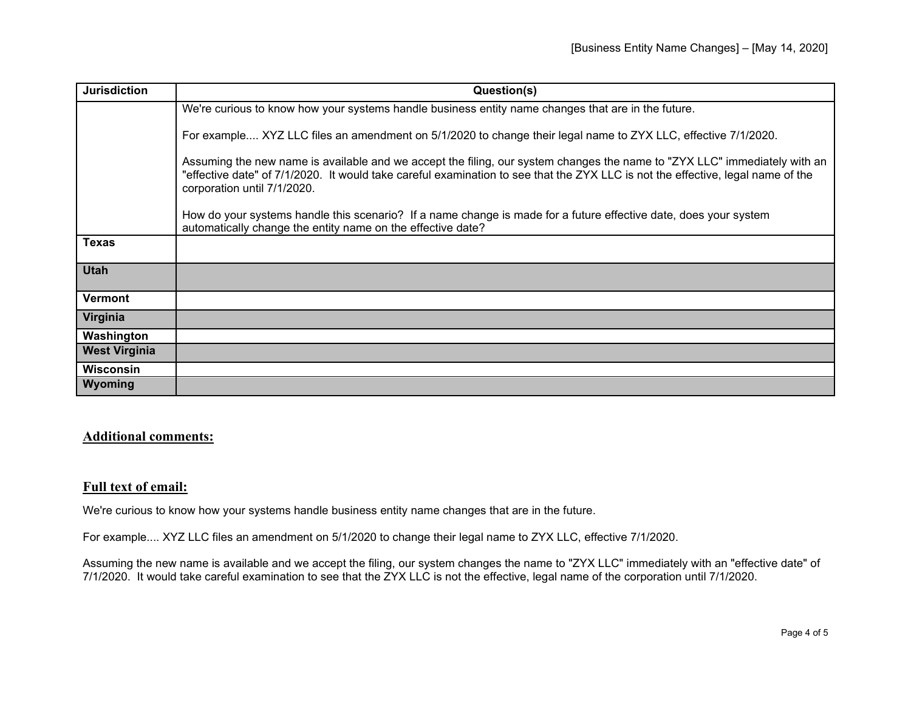| Jurisdiction | Question(s) |
|---|---|
| | We're curious to know how your systems handle business entity name changes that are in the future.<br><br>For example.... XYZ LLC files an amendment on 5/1/2020 to change their legal name to ZYX LLC, effective 7/1/2020.<br><br>Assuming the new name is available and we accept the filing, our system changes the name to "ZYX LLC" immediately with an "effective date" of 7/1/2020. It would take careful examination to see that the ZYX LLC is not the effective, legal name of the corporation until 7/1/2020.<br><br>How do your systems handle this scenario? If a name change is made for a future effective date, does your system automatically change the entity name on the effective date? |
| **Texas** | |
| **Utah** | |
| **Vermont** | |
| **Virginia** | |
| **Washington** | |
| **West Virginia** | |
| **Wisconsin** | |
| **Wyoming** | |

## Additional comments:

## Full text of email:

We're curious to know how your systems handle business entity name changes that are in the future.

For example.... XYZ LLC files an amendment on 5/1/2020 to change their legal name to ZYX LLC, effective 7/1/2020.

Assuming the new name is available and we accept the filing, our system changes the name to "ZYX LLC" immediately with an "effective date" of 7/1/2020. It would take careful examination to see that the ZYX LLC is not the effective, legal name of the corporation until 7/1/2020.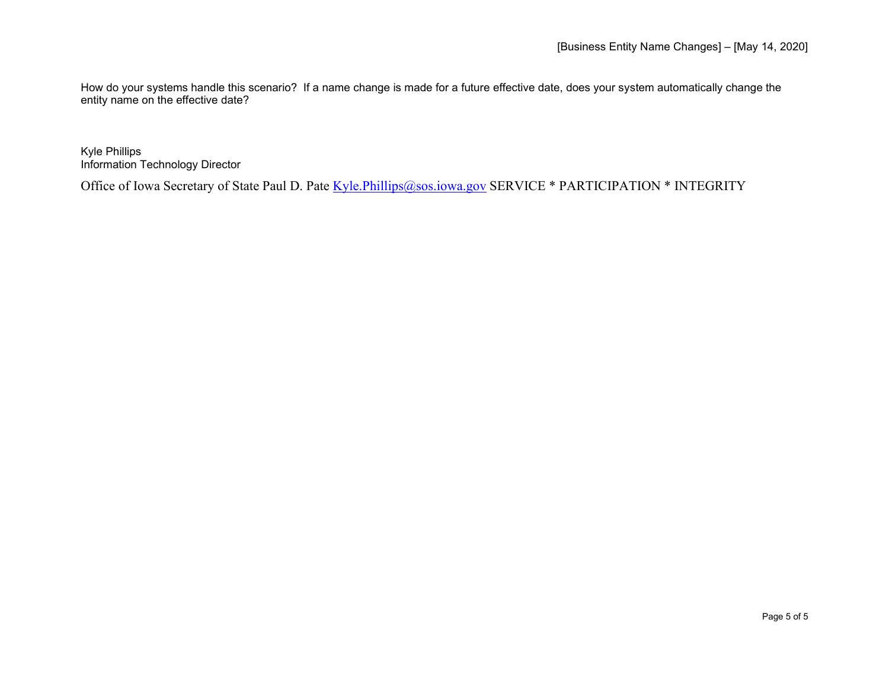How do your systems handle this scenario? If a name change is made for a future effective date, does your system automatically change the entity name on the effective date?

Kyle Phillips  
Information Technology Director

Office of Iowa Secretary of State Paul D. Pate Kyle.Phillips@sos.iowa.gov SERVICE * PARTICIPATION * INTEGRITY